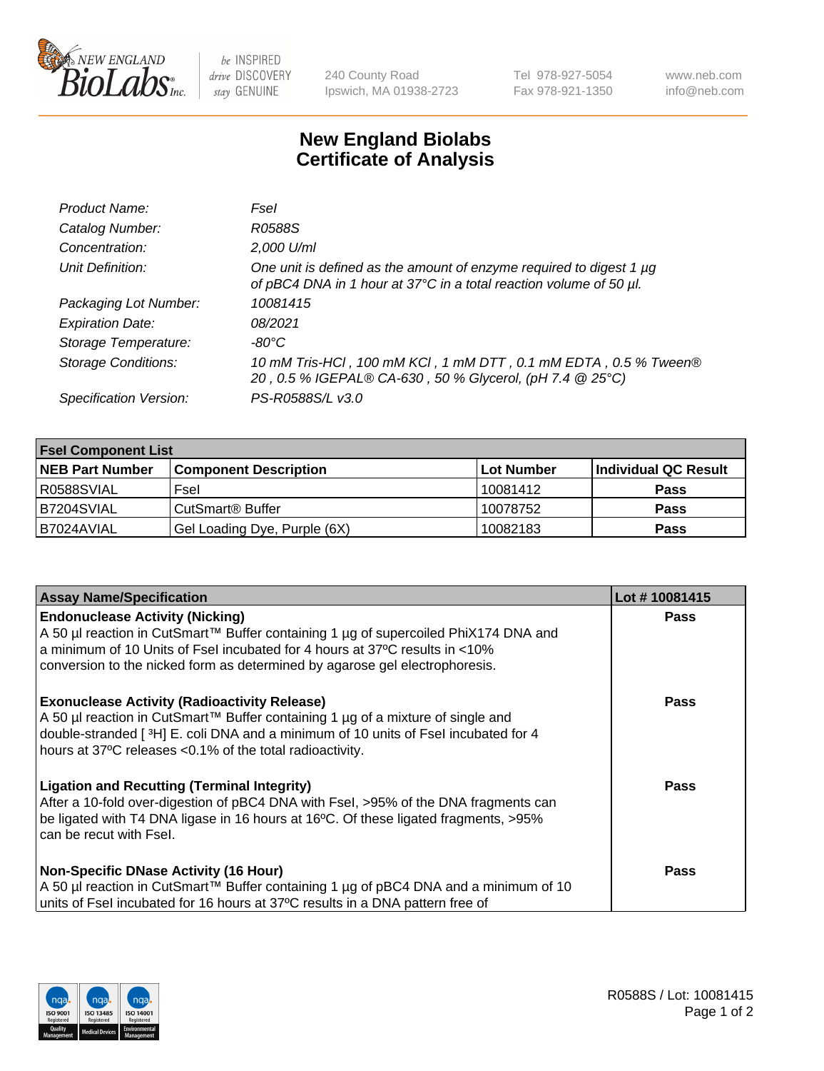New England BioLabs Inc. — be INSPIRED drive DISCOVERY stay GENUINE

240 County Road
Ipswich, MA 01938-2723

Tel 978-927-5054
Fax 978-921-1350

www.neb.com
info@neb.com

# New England Biolabs Certificate of Analysis

| | |
|---|---|
| *Product Name:* | *FseI* |
| *Catalog Number:* | *R0588S* |
| *Concentration:* | *2,000 U/ml* |
| *Unit Definition:* | *One unit is defined as the amount of enzyme required to digest 1 µg of pBC4 DNA in 1 hour at 37°C in a total reaction volume of 50 µl.* |
| *Packaging Lot Number:* | *10081415* |
| *Expiration Date:* | *08/2021* |
| *Storage Temperature:* | *-80°C* |
| *Storage Conditions:* | *10 mM Tris-HCl , 100 mM KCl , 1 mM DTT , 0.1 mM EDTA , 0.5 % Tween® 20 , 0.5 % IGEPAL® CA-630 , 50 % Glycerol, (pH 7.4 @ 25°C)* |
| *Specification Version:* | *PS-R0588S/L v3.0* |

| **FseI Component List** | | | |
|---|---|---|---|
| **NEB Part Number** | **Component Description** | **Lot Number** | **Individual QC Result** |
| R0588SVIAL | FseI | 10081412 | **Pass** |
| B7204SVIAL | CutSmart® Buffer | 10078752 | **Pass** |
| B7024AVIAL | Gel Loading Dye, Purple (6X) | 10082183 | **Pass** |

| **Assay Name/Specification** | **Lot # 10081415** |
|---|---|
| **Endonuclease Activity (Nicking)**<br>A 50 µl reaction in CutSmart™ Buffer containing 1 µg of supercoiled PhiX174 DNA and a minimum of 10 Units of FseI incubated for 4 hours at 37ºC results in <10% conversion to the nicked form as determined by agarose gel electrophoresis. | **Pass** |
| **Exonuclease Activity (Radioactivity Release)**<br>A 50 µl reaction in CutSmart™ Buffer containing 1 µg of a mixture of single and double-stranded [ $^{3}$H] E. coli DNA and a minimum of 10 units of FseI incubated for 4 hours at 37ºC releases <0.1% of the total radioactivity. | **Pass** |
| **Ligation and Recutting (Terminal Integrity)**<br>After a 10-fold over-digestion of pBC4 DNA with FseI, >95% of the DNA fragments can be ligated with T4 DNA ligase in 16 hours at 16ºC. Of these ligated fragments, >95% can be recut with FseI. | **Pass** |
| **Non-Specific DNase Activity (16 Hour)**<br>A 50 µl reaction in CutSmart™ Buffer containing 1 µg of pBC4 DNA and a minimum of 10 units of FseI incubated for 16 hours at 37ºC results in a DNA pattern free of | **Pass** |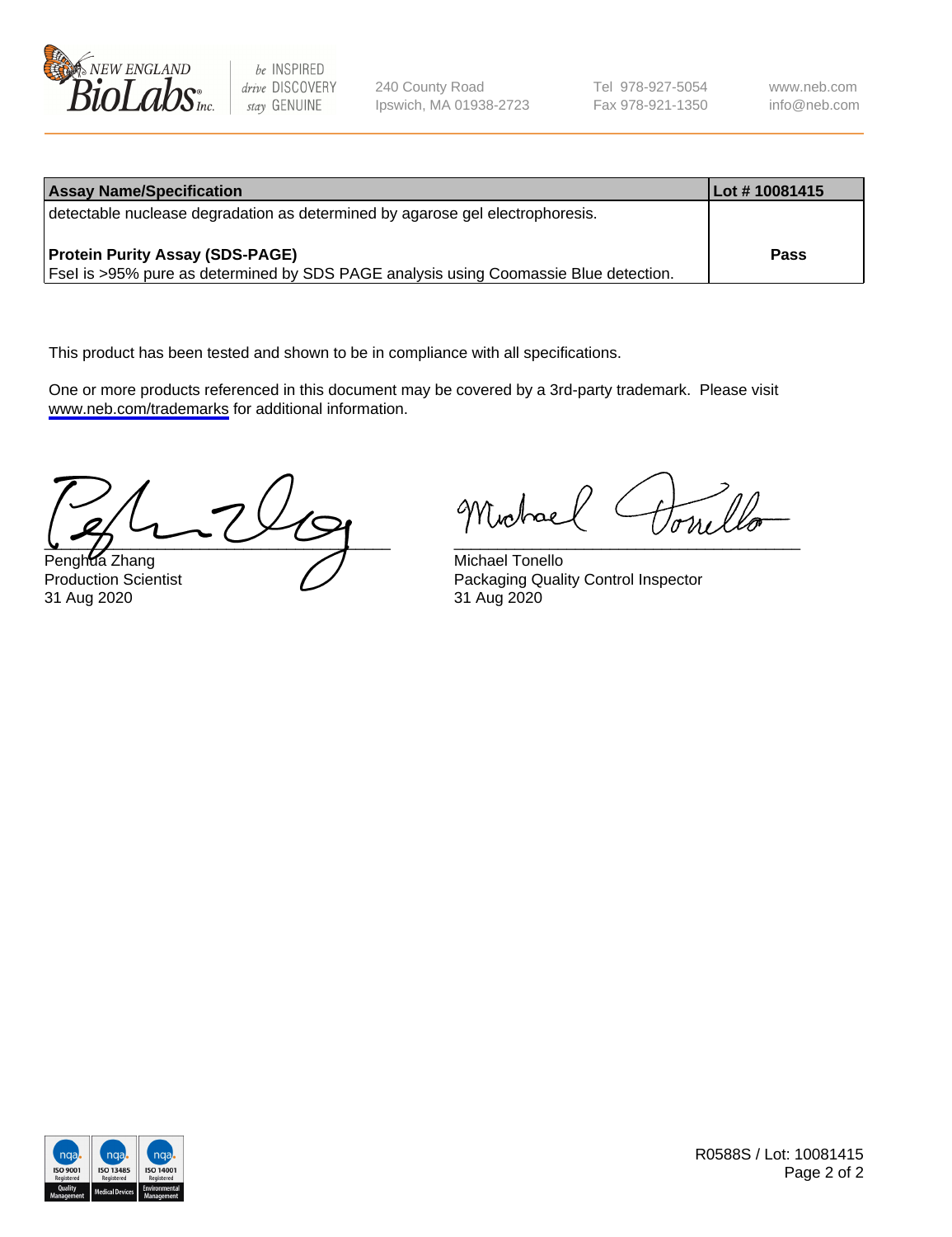| Assay Name/Specification | Lot # 10081415 |
| --- | --- |
| detectable nuclease degradation as determined by agarose gel electrophoresis. | |
| **Protein Purity Assay (SDS-PAGE)**<br>FseI is >95% pure as determined by SDS PAGE analysis using Coomassie Blue detection. | **Pass** |

This product has been tested and shown to be in compliance with all specifications.

One or more products referenced in this document may be covered by a 3rd-party trademark. Please visit www.neb.com/trademarks for additional information.

Penghua Zhang
Production Scientist
31 Aug 2020

Michael Tonello
Packaging Quality Control Inspector
31 Aug 2020

R0588S / Lot: 10081415